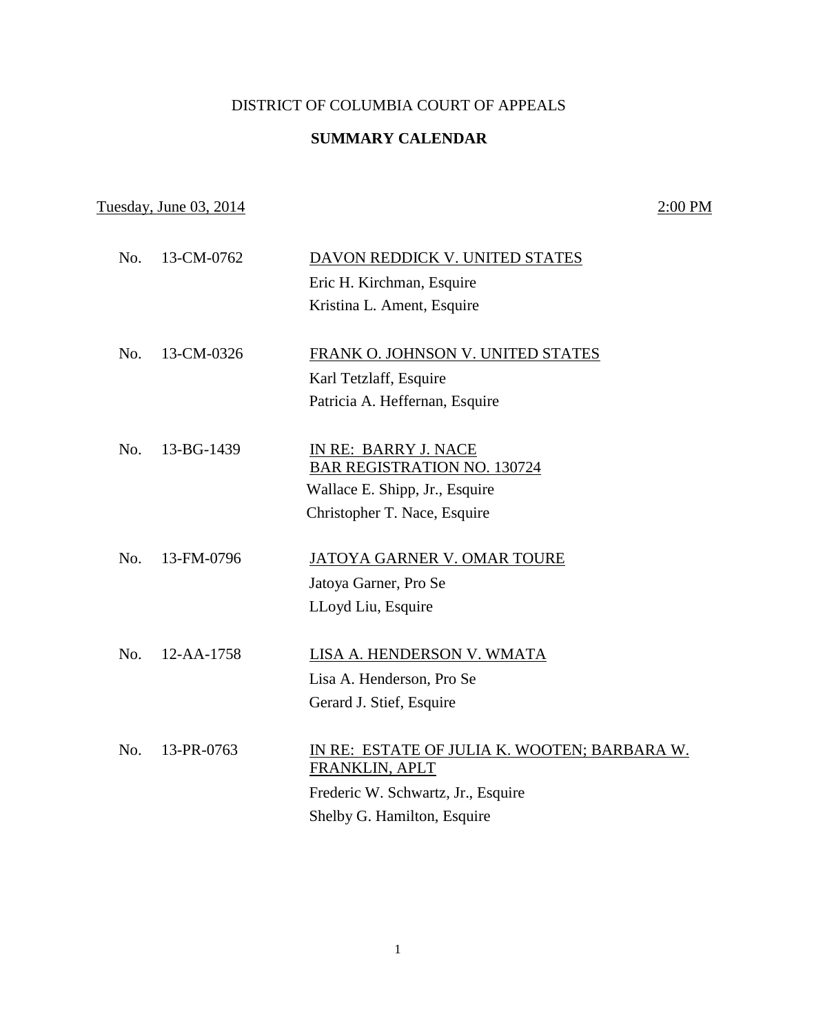DISTRICT OF COLUMBIA COURT OF APPEALS

**SUMMARY CALENDAR**

Tuesday, June 03, 2014 — 2:00 PM

No. 13-CM-0762 — DAVON REDDICK V. UNITED STATES
Eric H. Kirchman, Esquire
Kristina L. Ament, Esquire

No. 13-CM-0326 — FRANK O. JOHNSON V. UNITED STATES
Karl Tetzlaff, Esquire
Patricia A. Heffernan, Esquire

No. 13-BG-1439 — IN RE: BARRY J. NACE
BAR REGISTRATION NO. 130724
Wallace E. Shipp, Jr., Esquire
Christopher T. Nace, Esquire

No. 13-FM-0796 — JATOYA GARNER V. OMAR TOURE
Jatoya Garner, Pro Se
LLoyd Liu, Esquire

No. 12-AA-1758 — LISA A. HENDERSON V. WMATA
Lisa A. Henderson, Pro Se
Gerard J. Stief, Esquire

No. 13-PR-0763 — IN RE: ESTATE OF JULIA K. WOOTEN; BARBARA W. FRANKLIN, APLT
Frederic W. Schwartz, Jr., Esquire
Shelby G. Hamilton, Esquire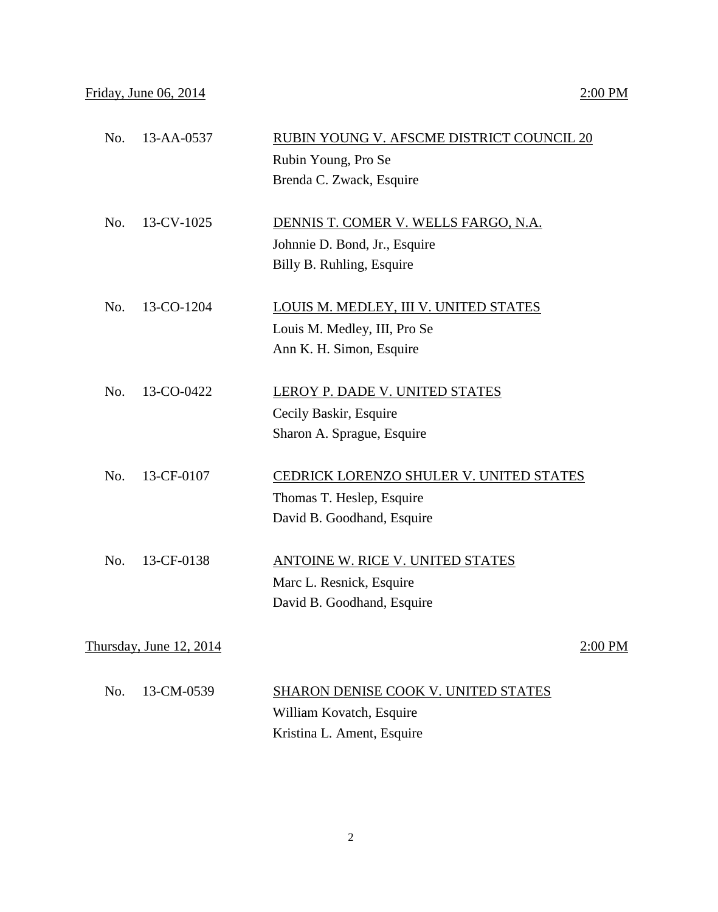Friday, June 06, 2014 2:00 PM

No. 13-AA-0537 RUBIN YOUNG V. AFSCME DISTRICT COUNCIL 20
Rubin Young, Pro Se
Brenda C. Zwack, Esquire

No. 13-CV-1025 DENNIS T. COMER V. WELLS FARGO, N.A.
Johnnie D. Bond, Jr., Esquire
Billy B. Ruhling, Esquire

No. 13-CO-1204 LOUIS M. MEDLEY, III V. UNITED STATES
Louis M. Medley, III, Pro Se
Ann K. H. Simon, Esquire

No. 13-CO-0422 LEROY P. DADE V. UNITED STATES
Cecily Baskir, Esquire
Sharon A. Sprague, Esquire

No. 13-CF-0107 CEDRICK LORENZO SHULER V. UNITED STATES
Thomas T. Heslep, Esquire
David B. Goodhand, Esquire

No. 13-CF-0138 ANTOINE W. RICE V. UNITED STATES
Marc L. Resnick, Esquire
David B. Goodhand, Esquire

Thursday, June 12, 2014 2:00 PM

No. 13-CM-0539 SHARON DENISE COOK V. UNITED STATES
William Kovatch, Esquire
Kristina L. Ament, Esquire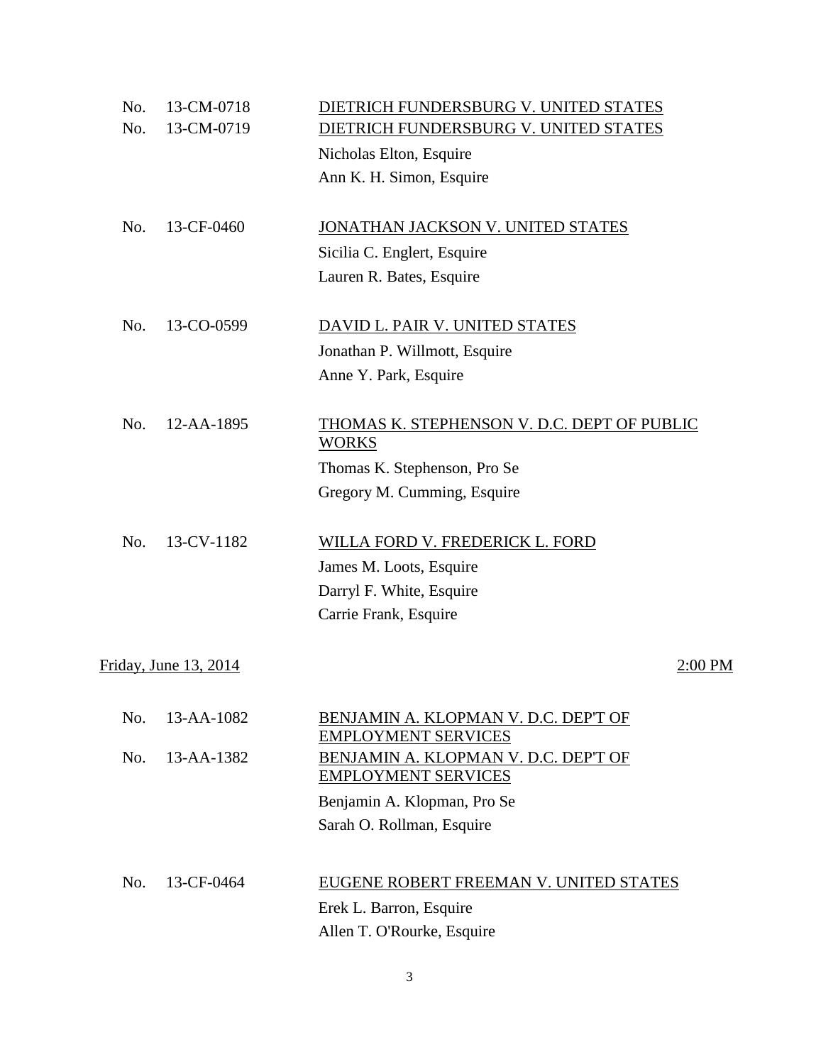No. 13-CM-0718 DIETRICH FUNDERSBURG V. UNITED STATES
No. 13-CM-0719 DIETRICH FUNDERSBURG V. UNITED STATES

Nicholas Elton, Esquire
Ann K. H. Simon, Esquire

No. 13-CF-0460 JONATHAN JACKSON V. UNITED STATES

Sicilia C. Englert, Esquire
Lauren R. Bates, Esquire

No. 13-CO-0599 DAVID L. PAIR V. UNITED STATES

Jonathan P. Willmott, Esquire
Anne Y. Park, Esquire

No. 12-AA-1895 THOMAS K. STEPHENSON V. D.C. DEPT OF PUBLIC WORKS

Thomas K. Stephenson, Pro Se
Gregory M. Cumming, Esquire

No. 13-CV-1182 WILLA FORD V. FREDERICK L. FORD

James M. Loots, Esquire
Darryl F. White, Esquire
Carrie Frank, Esquire

Friday, June 13, 2014 2:00 PM

No. 13-AA-1082 BENJAMIN A. KLOPMAN V. D.C. DEP'T OF EMPLOYMENT SERVICES
No. 13-AA-1382 BENJAMIN A. KLOPMAN V. D.C. DEP'T OF EMPLOYMENT SERVICES

Benjamin A. Klopman, Pro Se
Sarah O. Rollman, Esquire

No. 13-CF-0464 EUGENE ROBERT FREEMAN V. UNITED STATES

Erek L. Barron, Esquire
Allen T. O'Rourke, Esquire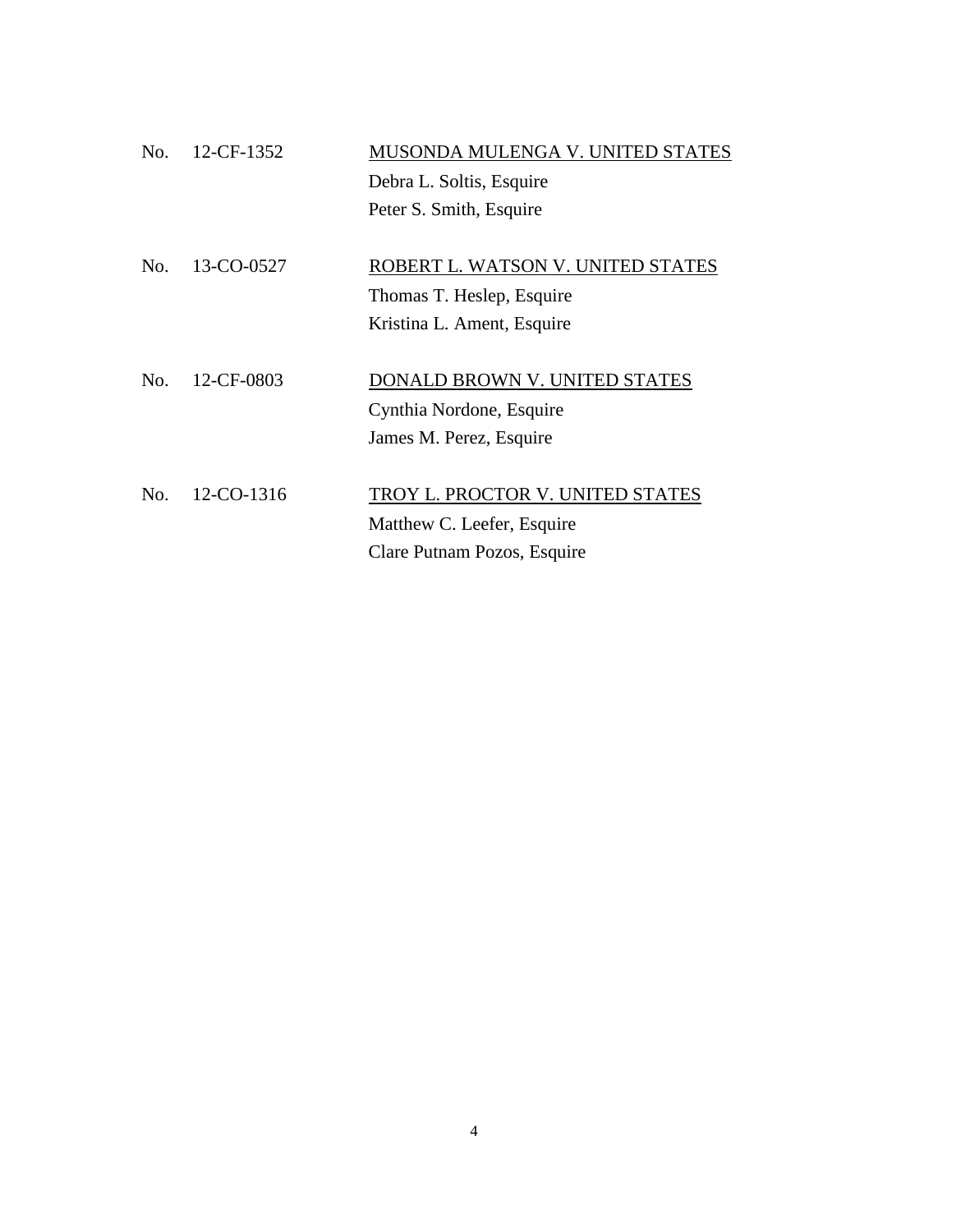No. 12-CF-1352 <u>MUSONDA MULENGA V. UNITED STATES</u>
Debra L. Soltis, Esquire
Peter S. Smith, Esquire

No. 13-CO-0527 <u>ROBERT L. WATSON V. UNITED STATES</u>
Thomas T. Heslep, Esquire
Kristina L. Ament, Esquire

No. 12-CF-0803 <u>DONALD BROWN V. UNITED STATES</u>
Cynthia Nordone, Esquire
James M. Perez, Esquire

No. 12-CO-1316 <u>TROY L. PROCTOR V. UNITED STATES</u>
Matthew C. Leefer, Esquire
Clare Putnam Pozos, Esquire